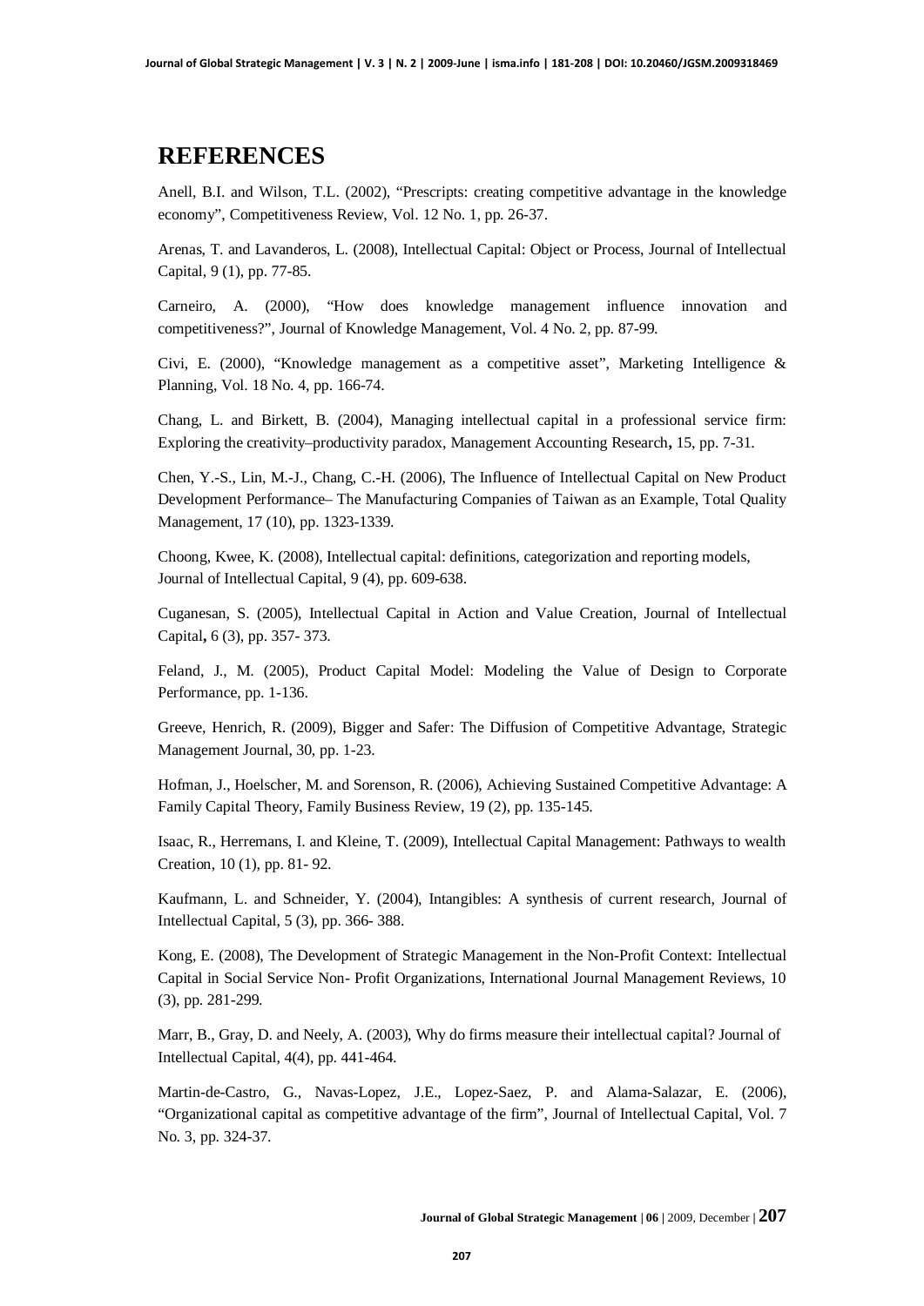## REFERENCES

Anell, B.I. and Wilson, T.L. (2002), "Prescripts: creating competitive advantage in the knowledge economy", Competitiveness Review, Vol. 12 No. 1, pp. 26-37.

Arenas, T. and Lavanderos, L. (2008), Intellectual Capital: Object or Process, Journal of Intellectual Capital, 9 (1), pp. 77-85.

Carneiro, A. (2000), "How does knowledge management influence innovation and competitiveness?", Journal of Knowledge Management, Vol. 4 No. 2, pp. 87-99.

Civi, E. (2000), "Knowledge management as a competitive asset", Marketing Intelligence & Planning, Vol. 18 No. 4, pp. 166-74.

Chang, L. and Birkett, B. (2004), Managing intellectual capital in a professional service firm: Exploring the creativity–productivity paradox, Management Accounting Research**,** 15, pp. 7-31.

Chen, Y.-S., Lin, M.-J., Chang, C.-H. (2006), The Influence of Intellectual Capital on New Product Development Performance– The Manufacturing Companies of Taiwan as an Example, Total Quality Management, 17 (10), pp. 1323-1339.

Choong, Kwee, K. (2008), Intellectual capital: definitions, categorization and reporting models, Journal of Intellectual Capital, 9 (4), pp. 609-638.

Cuganesan, S. (2005), Intellectual Capital in Action and Value Creation, Journal of Intellectual Capital**,** 6 (3), pp. 357- 373.

Feland, J., M. (2005), Product Capital Model: Modeling the Value of Design to Corporate Performance, pp. 1-136.

Greeve, Henrich, R. (2009), Bigger and Safer: The Diffusion of Competitive Advantage, Strategic Management Journal, 30, pp. 1-23.

Hofman, J., Hoelscher, M. and Sorenson, R. (2006), Achieving Sustained Competitive Advantage: A Family Capital Theory, Family Business Review, 19 (2), pp. 135-145.

Isaac, R., Herremans, I. and Kleine, T. (2009), Intellectual Capital Management: Pathways to wealth Creation, 10 (1), pp. 81- 92.

Kaufmann, L. and Schneider, Y. (2004), Intangibles: A synthesis of current research, Journal of Intellectual Capital, 5 (3), pp. 366- 388.

Kong, E. (2008), The Development of Strategic Management in the Non-Profit Context: Intellectual Capital in Social Service Non- Profit Organizations, International Journal Management Reviews, 10 (3), pp. 281-299.

Marr, B., Gray, D. and Neely, A. (2003), Why do firms measure their intellectual capital? Journal of Intellectual Capital, 4(4), pp. 441-464.

Martin-de-Castro, G., Navas-Lopez, J.E., Lopez-Saez, P. and Alama-Salazar, E. (2006), "Organizational capital as competitive advantage of the firm", Journal of Intellectual Capital, Vol. 7 No. 3, pp. 324-37.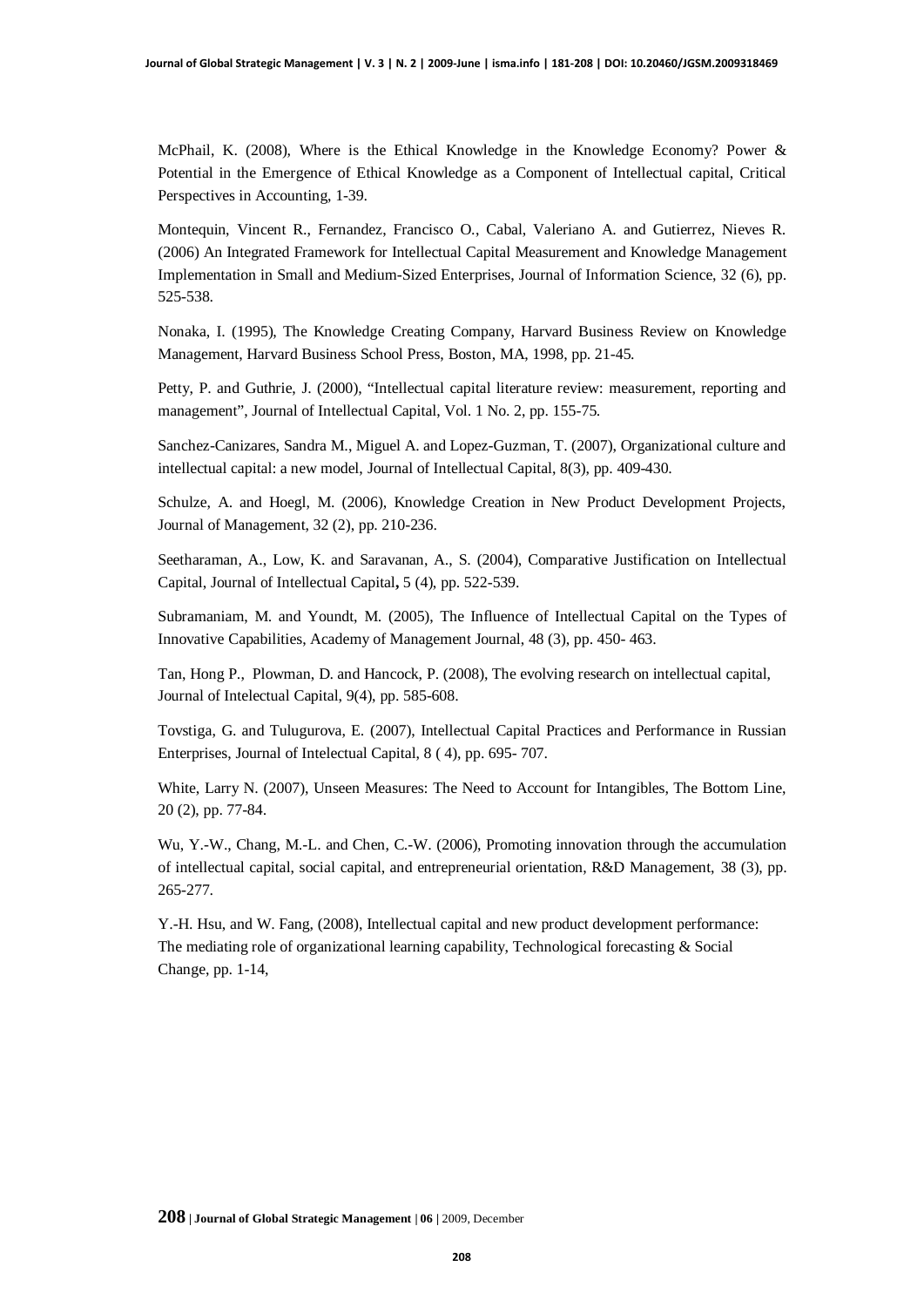McPhail, K. (2008), Where is the Ethical Knowledge in the Knowledge Economy? Power & Potential in the Emergence of Ethical Knowledge as a Component of Intellectual capital, Critical Perspectives in Accounting, 1-39.

Montequin, Vincent R., Fernandez, Francisco O., Cabal, Valeriano A. and Gutierrez, Nieves R. (2006) An Integrated Framework for Intellectual Capital Measurement and Knowledge Management Implementation in Small and Medium-Sized Enterprises, Journal of Information Science, 32 (6), pp. 525-538.

Nonaka, I. (1995), The Knowledge Creating Company, Harvard Business Review on Knowledge Management, Harvard Business School Press, Boston, MA, 1998, pp. 21-45.

Petty, P. and Guthrie, J. (2000), "Intellectual capital literature review: measurement, reporting and management", Journal of Intellectual Capital, Vol. 1 No. 2, pp. 155-75.

Sanchez-Canizares, Sandra M., Miguel A. and Lopez-Guzman, T. (2007), Organizational culture and intellectual capital: a new model, Journal of Intellectual Capital, 8(3), pp. 409-430.

Schulze, A. and Hoegl, M. (2006), Knowledge Creation in New Product Development Projects, Journal of Management, 32 (2), pp. 210-236.

Seetharaman, A., Low, K. and Saravanan, A., S. (2004), Comparative Justification on Intellectual Capital, Journal of Intellectual Capital**,** 5 (4), pp. 522-539.

Subramaniam, M. and Youndt, M. (2005), The Influence of Intellectual Capital on the Types of Innovative Capabilities, Academy of Management Journal, 48 (3), pp. 450- 463.

Tan, Hong P., Plowman, D. and Hancock, P. (2008), The evolving research on intellectual capital, Journal of Intelectual Capital, 9(4), pp. 585-608.

Tovstiga, G. and Tulugurova, E. (2007), Intellectual Capital Practices and Performance in Russian Enterprises, Journal of Intelectual Capital, 8 ( 4), pp. 695- 707.

White, Larry N. (2007), Unseen Measures: The Need to Account for Intangibles, The Bottom Line, 20 (2), pp. 77-84.

Wu, Y.-W., Chang, M.-L. and Chen, C.-W. (2006), Promoting innovation through the accumulation of intellectual capital, social capital, and entrepreneurial orientation, R&D Management, 38 (3), pp. 265-277.

Y.-H. Hsu, and W. Fang, (2008), Intellectual capital and new product development performance: The mediating role of organizational learning capability, Technological forecasting & Social Change, pp. 1-14,